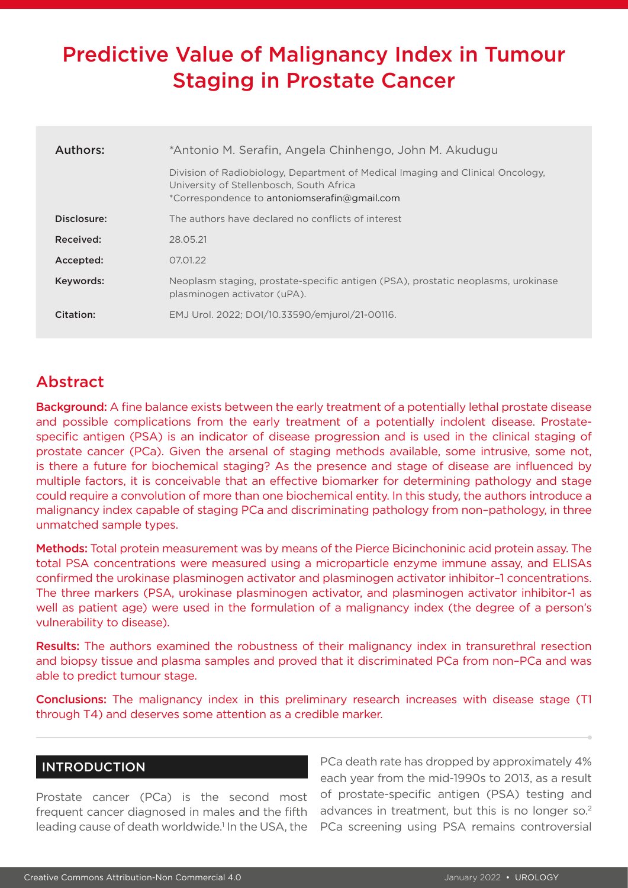# Predictive Value of Malignancy Index in Tumour Staging in Prostate Cancer

| | |
|---|---|
| **Authors:** | *Antonio M. Serafin, Angela Chinhengo, John M. Akudugu<br>Division of Radiobiology, Department of Medical Imaging and Clinical Oncology, University of Stellenbosch, South Africa<br>*Correspondence to antoniomserafin@gmail.com |
| **Disclosure:** | The authors have declared no conflicts of interest |
| **Received:** | 28.05.21 |
| **Accepted:** | 07.01.22 |
| **Keywords:** | Neoplasm staging, prostate-specific antigen (PSA), prostatic neoplasms, urokinase plasminogen activator (uPA). |
| **Citation:** | EMJ Urol. 2022; DOI/10.33590/emjurol/21-00116. |

## Abstract

**Background:** A fine balance exists between the early treatment of a potentially lethal prostate disease and possible complications from the early treatment of a potentially indolent disease. Prostate-specific antigen (PSA) is an indicator of disease progression and is used in the clinical staging of prostate cancer (PCa). Given the arsenal of staging methods available, some intrusive, some not, is there a future for biochemical staging? As the presence and stage of disease are influenced by multiple factors, it is conceivable that an effective biomarker for determining pathology and stage could require a convolution of more than one biochemical entity. In this study, the authors introduce a malignancy index capable of staging PCa and discriminating pathology from non–pathology, in three unmatched sample types.

**Methods:** Total protein measurement was by means of the Pierce Bicinchoninic acid protein assay. The total PSA concentrations were measured using a microparticle enzyme immune assay, and ELISAs confirmed the urokinase plasminogen activator and plasminogen activator inhibitor–1 concentrations. The three markers (PSA, urokinase plasminogen activator, and plasminogen activator inhibitor-1 as well as patient age) were used in the formulation of a malignancy index (the degree of a person's vulnerability to disease).

**Results:** The authors examined the robustness of their malignancy index in transurethral resection and biopsy tissue and plasma samples and proved that it discriminated PCa from non–PCa and was able to predict tumour stage.

**Conclusions:** The malignancy index in this preliminary research increases with disease stage (T1 through T4) and deserves some attention as a credible marker.

## INTRODUCTION

Prostate cancer (PCa) is the second most frequent cancer diagnosed in males and the fifth leading cause of death worldwide.[1] In the USA, the PCa death rate has dropped by approximately 4% each year from the mid-1990s to 2013, as a result of prostate-specific antigen (PSA) testing and advances in treatment, but this is no longer so.[2] PCa screening using PSA remains controversial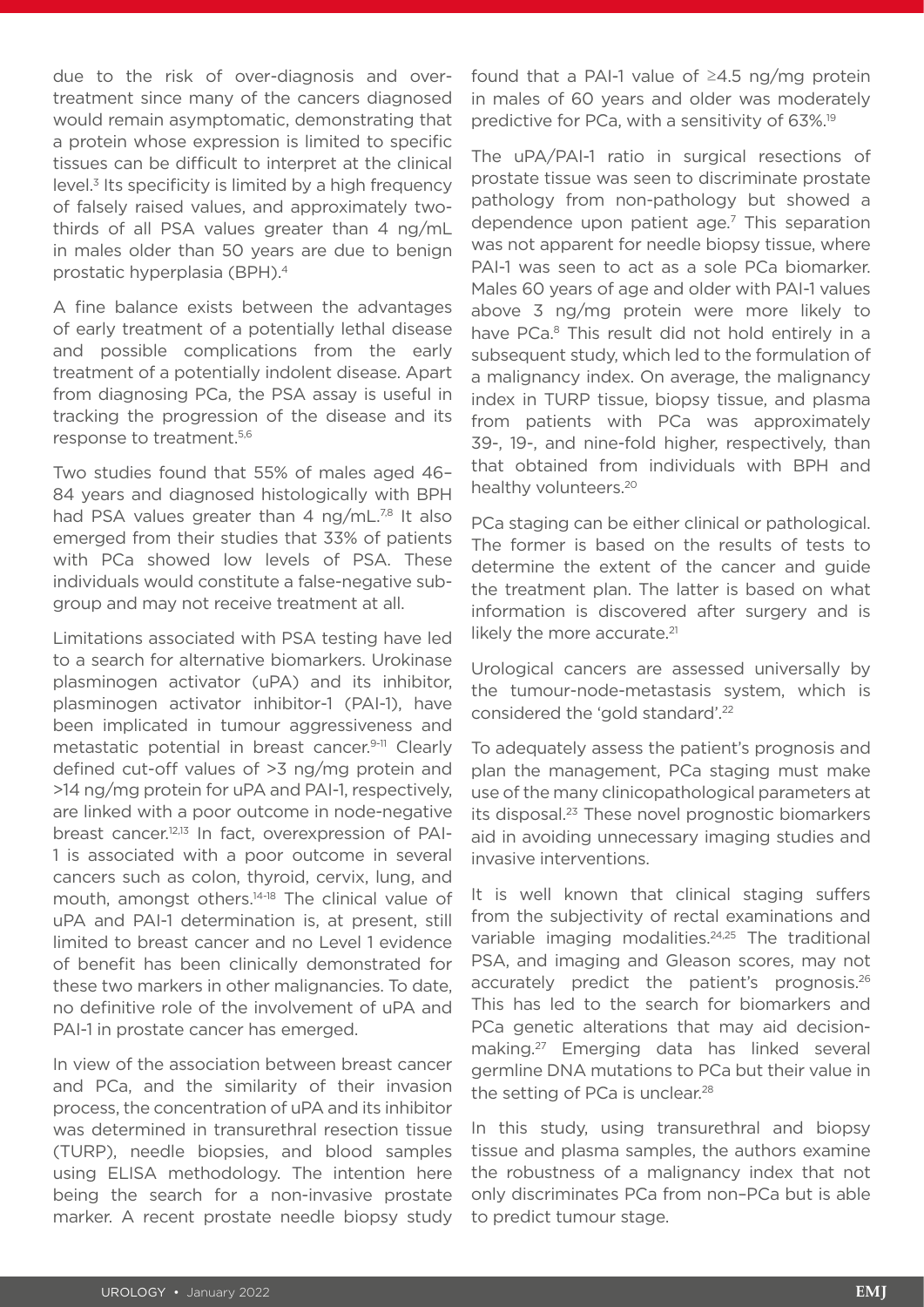due to the risk of over-diagnosis and over-treatment since many of the cancers diagnosed would remain asymptomatic, demonstrating that a protein whose expression is limited to specific tissues can be difficult to interpret at the clinical level.[3] Its specificity is limited by a high frequency of falsely raised values, and approximately two-thirds of all PSA values greater than 4 ng/mL in males older than 50 years are due to benign prostatic hyperplasia (BPH).[4]

A fine balance exists between the advantages of early treatment of a potentially lethal disease and possible complications from the early treatment of a potentially indolent disease. Apart from diagnosing PCa, the PSA assay is useful in tracking the progression of the disease and its response to treatment.[5,6]

Two studies found that 55% of males aged 46–84 years and diagnosed histologically with BPH had PSA values greater than 4 ng/mL.[7,8] It also emerged from their studies that 33% of patients with PCa showed low levels of PSA. These individuals would constitute a false-negative sub-group and may not receive treatment at all.

Limitations associated with PSA testing have led to a search for alternative biomarkers. Urokinase plasminogen activator (uPA) and its inhibitor, plasminogen activator inhibitor-1 (PAI-1), have been implicated in tumour aggressiveness and metastatic potential in breast cancer.[9-11] Clearly defined cut-off values of >3 ng/mg protein and >14 ng/mg protein for uPA and PAI-1, respectively, are linked with a poor outcome in node-negative breast cancer.[12,13] In fact, overexpression of PAI-1 is associated with a poor outcome in several cancers such as colon, thyroid, cervix, lung, and mouth, amongst others.[14-18] The clinical value of uPA and PAI-1 determination is, at present, still limited to breast cancer and no Level 1 evidence of benefit has been clinically demonstrated for these two markers in other malignancies. To date, no definitive role of the involvement of uPA and PAI-1 in prostate cancer has emerged.

In view of the association between breast cancer and PCa, and the similarity of their invasion process, the concentration of uPA and its inhibitor was determined in transurethral resection tissue (TURP), needle biopsies, and blood samples using ELISA methodology. The intention here being the search for a non-invasive prostate marker. A recent prostate needle biopsy study found that a PAI-1 value of ≥4.5 ng/mg protein in males of 60 years and older was moderately predictive for PCa, with a sensitivity of 63%.[19]

The uPA/PAI-1 ratio in surgical resections of prostate tissue was seen to discriminate prostate pathology from non-pathology but showed a dependence upon patient age.[7] This separation was not apparent for needle biopsy tissue, where PAI-1 was seen to act as a sole PCa biomarker. Males 60 years of age and older with PAI-1 values above 3 ng/mg protein were more likely to have PCa.[8] This result did not hold entirely in a subsequent study, which led to the formulation of a malignancy index. On average, the malignancy index in TURP tissue, biopsy tissue, and plasma from patients with PCa was approximately 39-, 19-, and nine-fold higher, respectively, than that obtained from individuals with BPH and healthy volunteers.[20]

PCa staging can be either clinical or pathological. The former is based on the results of tests to determine the extent of the cancer and guide the treatment plan. The latter is based on what information is discovered after surgery and is likely the more accurate.[21]

Urological cancers are assessed universally by the tumour-node-metastasis system, which is considered the 'gold standard'.[22]

To adequately assess the patient's prognosis and plan the management, PCa staging must make use of the many clinicopathological parameters at its disposal.[23] These novel prognostic biomarkers aid in avoiding unnecessary imaging studies and invasive interventions.

It is well known that clinical staging suffers from the subjectivity of rectal examinations and variable imaging modalities.[24,25] The traditional PSA, and imaging and Gleason scores, may not accurately predict the patient's prognosis.[26] This has led to the search for biomarkers and PCa genetic alterations that may aid decision-making.[27] Emerging data has linked several germline DNA mutations to PCa but their value in the setting of PCa is unclear.[28]

In this study, using transurethral and biopsy tissue and plasma samples, the authors examine the robustness of a malignancy index that not only discriminates PCa from non–PCa but is able to predict tumour stage.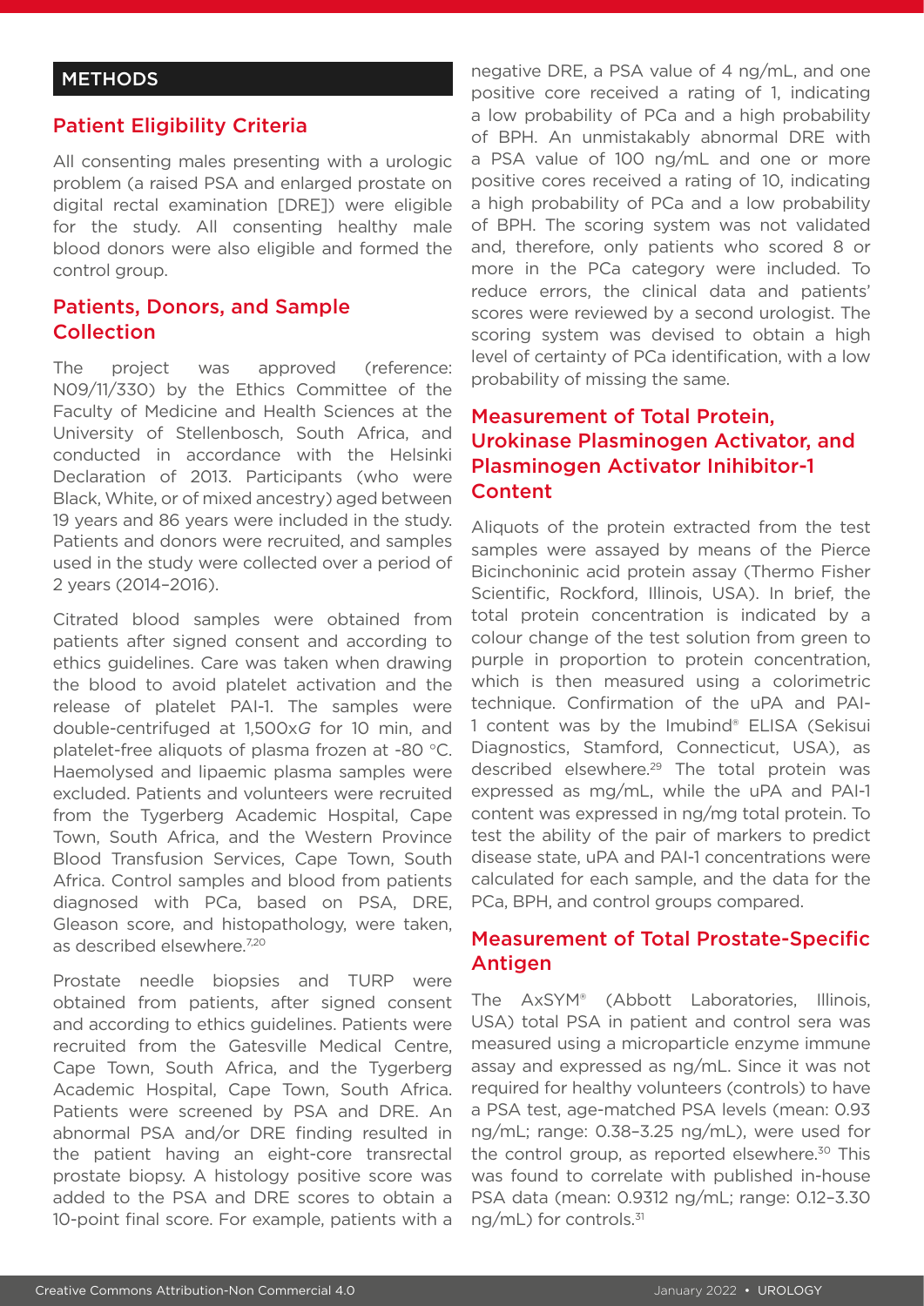## METHODS

### Patient Eligibility Criteria

All consenting males presenting with a urologic problem (a raised PSA and enlarged prostate on digital rectal examination [DRE]) were eligible for the study. All consenting healthy male blood donors were also eligible and formed the control group.

### Patients, Donors, and Sample Collection

The project was approved (reference: N09/11/330) by the Ethics Committee of the Faculty of Medicine and Health Sciences at the University of Stellenbosch, South Africa, and conducted in accordance with the Helsinki Declaration of 2013. Participants (who were Black, White, or of mixed ancestry) aged between 19 years and 86 years were included in the study. Patients and donors were recruited, and samples used in the study were collected over a period of 2 years (2014–2016).

Citrated blood samples were obtained from patients after signed consent and according to ethics guidelines. Care was taken when drawing the blood to avoid platelet activation and the release of platelet PAI-1. The samples were double-centrifuged at 1,500x*G* for 10 min, and platelet-free aliquots of plasma frozen at -80 °C. Haemolysed and lipaemic plasma samples were excluded. Patients and volunteers were recruited from the Tygerberg Academic Hospital, Cape Town, South Africa, and the Western Province Blood Transfusion Services, Cape Town, South Africa. Control samples and blood from patients diagnosed with PCa, based on PSA, DRE, Gleason score, and histopathology, were taken, as described elsewhere.[7,20]

Prostate needle biopsies and TURP were obtained from patients, after signed consent and according to ethics guidelines. Patients were recruited from the Gatesville Medical Centre, Cape Town, South Africa, and the Tygerberg Academic Hospital, Cape Town, South Africa. Patients were screened by PSA and DRE. An abnormal PSA and/or DRE finding resulted in the patient having an eight-core transrectal prostate biopsy. A histology positive score was added to the PSA and DRE scores to obtain a 10-point final score. For example, patients with a negative DRE, a PSA value of 4 ng/mL, and one positive core received a rating of 1, indicating a low probability of PCa and a high probability of BPH. An unmistakably abnormal DRE with a PSA value of 100 ng/mL and one or more positive cores received a rating of 10, indicating a high probability of PCa and a low probability of BPH. The scoring system was not validated and, therefore, only patients who scored 8 or more in the PCa category were included. To reduce errors, the clinical data and patients' scores were reviewed by a second urologist. The scoring system was devised to obtain a high level of certainty of PCa identification, with a low probability of missing the same.

### Measurement of Total Protein, Urokinase Plasminogen Activator, and Plasminogen Activator Inhibitor-1 Content

Aliquots of the protein extracted from the test samples were assayed by means of the Pierce Bicinchoninic acid protein assay (Thermo Fisher Scientific, Rockford, Illinois, USA). In brief, the total protein concentration is indicated by a colour change of the test solution from green to purple in proportion to protein concentration, which is then measured using a colorimetric technique. Confirmation of the uPA and PAI-1 content was by the Imubind® ELISA (Sekisui Diagnostics, Stamford, Connecticut, USA), as described elsewhere.[29] The total protein was expressed as mg/mL, while the uPA and PAI-1 content was expressed in ng/mg total protein. To test the ability of the pair of markers to predict disease state, uPA and PAI-1 concentrations were calculated for each sample, and the data for the PCa, BPH, and control groups compared.

### Measurement of Total Prostate-Specific Antigen

The AxSYM® (Abbott Laboratories, Illinois, USA) total PSA in patient and control sera was measured using a microparticle enzyme immune assay and expressed as ng/mL. Since it was not required for healthy volunteers (controls) to have a PSA test, age-matched PSA levels (mean: 0.93 ng/mL; range: 0.38–3.25 ng/mL), were used for the control group, as reported elsewhere.[30] This was found to correlate with published in-house PSA data (mean: 0.9312 ng/mL; range: 0.12–3.30 ng/mL) for controls.[31]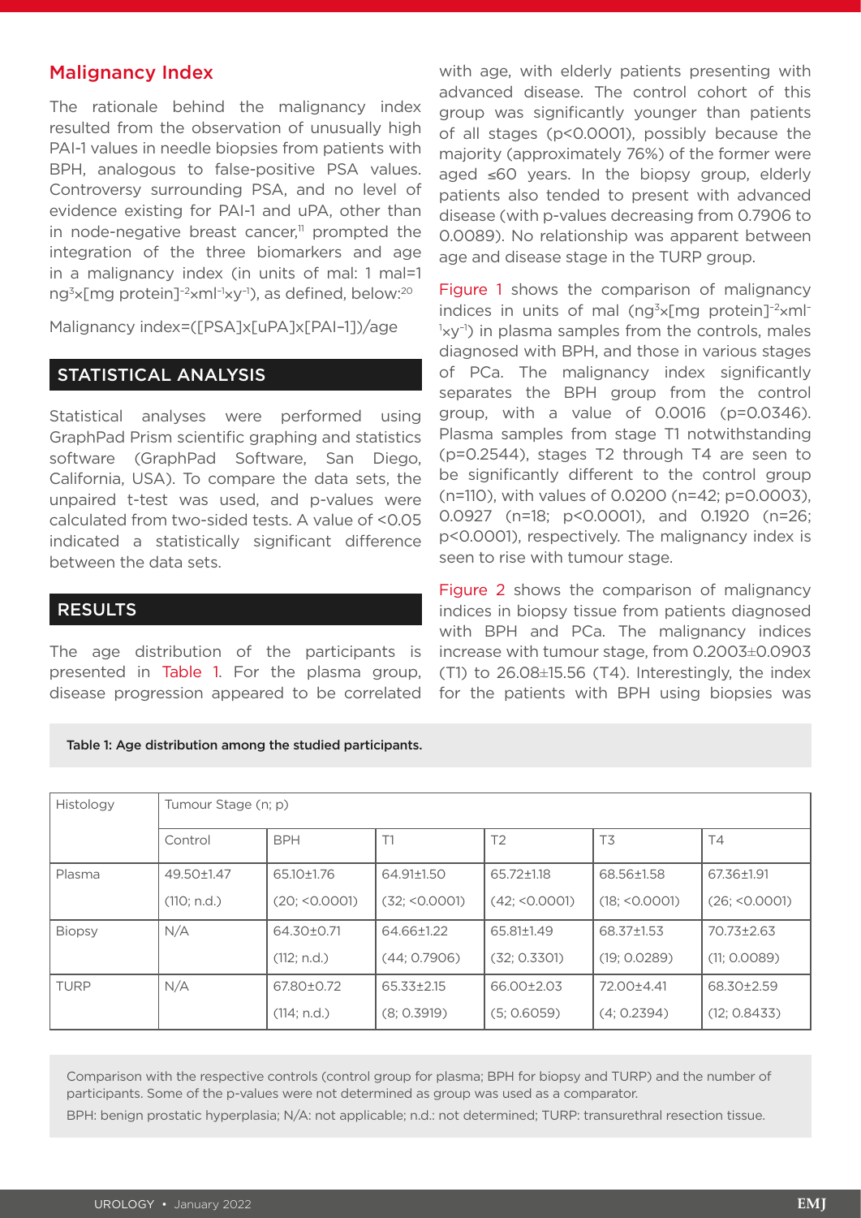## Malignancy Index

The rationale behind the malignancy index resulted from the observation of unusually high PAI-1 values in needle biopsies from patients with BPH, analogous to false-positive PSA values. Controversy surrounding PSA, and no level of evidence existing for PAI-1 and uPA, other than in node-negative breast cancer,[11] prompted the integration of the three biomarkers and age in a malignancy index (in units of mal: 1 mal=1 $ng^3 \times [mg\ protein]^{-2} \times ml^{-1} \times y^{-1}$), as defined, below:[20]

Malignancy index=([PSA]x[uPA]x[PAI–1])/age

## STATISTICAL ANALYSIS

Statistical analyses were performed using GraphPad Prism scientific graphing and statistics software (GraphPad Software, San Diego, California, USA). To compare the data sets, the unpaired t-test was used, and p-values were calculated from two-sided tests. A value of <0.05 indicated a statistically significant difference between the data sets.

## RESULTS

The age distribution of the participants is presented in Table 1. For the plasma group, disease progression appeared to be correlated with age, with elderly patients presenting with advanced disease. The control cohort of this group was significantly younger than patients of all stages (p<0.0001), possibly because the majority (approximately 76%) of the former were aged ≤60 years. In the biopsy group, elderly patients also tended to present with advanced disease (with p-values decreasing from 0.7906 to 0.0089). No relationship was apparent between age and disease stage in the TURP group.

Figure 1 shows the comparison of malignancy indices in units of mal ($ng^3 \times [mg\ protein]^{-2} \times ml^{-1} \times y^{-1}$) in plasma samples from the controls, males diagnosed with BPH, and those in various stages of PCa. The malignancy index significantly separates the BPH group from the control group, with a value of 0.0016 (p=0.0346). Plasma samples from stage T1 notwithstanding (p=0.2544), stages T2 through T4 are seen to be significantly different to the control group (n=110), with values of 0.0200 (n=42; p=0.0003), 0.0927 (n=18; p<0.0001), and 0.1920 (n=26; p<0.0001), respectively. The malignancy index is seen to rise with tumour stage.

Figure 2 shows the comparison of malignancy indices in biopsy tissue from patients diagnosed with BPH and PCa. The malignancy indices increase with tumour stage, from 0.2003±0.0903 (T1) to 26.08±15.56 (T4). Interestingly, the index for the patients with BPH using biopsies was

Table 1: Age distribution among the studied participants.

| Histology | Tumour Stage (n; p) | | | | | |
|---|---|---|---|---|---|---|
| | Control | BPH | T1 | T2 | T3 | T4 |
| Plasma | 49.50±1.47 (110; n.d.) | 65.10±1.76 (20; <0.0001) | 64.91±1.50 (32; <0.0001) | 65.72±1.18 (42; <0.0001) | 68.56±1.58 (18; <0.0001) | 67.36±1.91 (26; <0.0001) |
| Biopsy | N/A | 64.30±0.71 (112; n.d.) | 64.66±1.22 (44; 0.7906) | 65.81±1.49 (32; 0.3301) | 68.37±1.53 (19; 0.0289) | 70.73±2.63 (11; 0.0089) |
| TURP | N/A | 67.80±0.72 (114; n.d.) | 65.33±2.15 (8; 0.3919) | 66.00±2.03 (5; 0.6059) | 72.00±4.41 (4; 0.2394) | 68.30±2.59 (12; 0.8433) |

Comparison with the respective controls (control group for plasma; BPH for biopsy and TURP) and the number of participants. Some of the p-values were not determined as group was used as a comparator.

BPH: benign prostatic hyperplasia; N/A: not applicable; n.d.: not determined; TURP: transurethral resection tissue.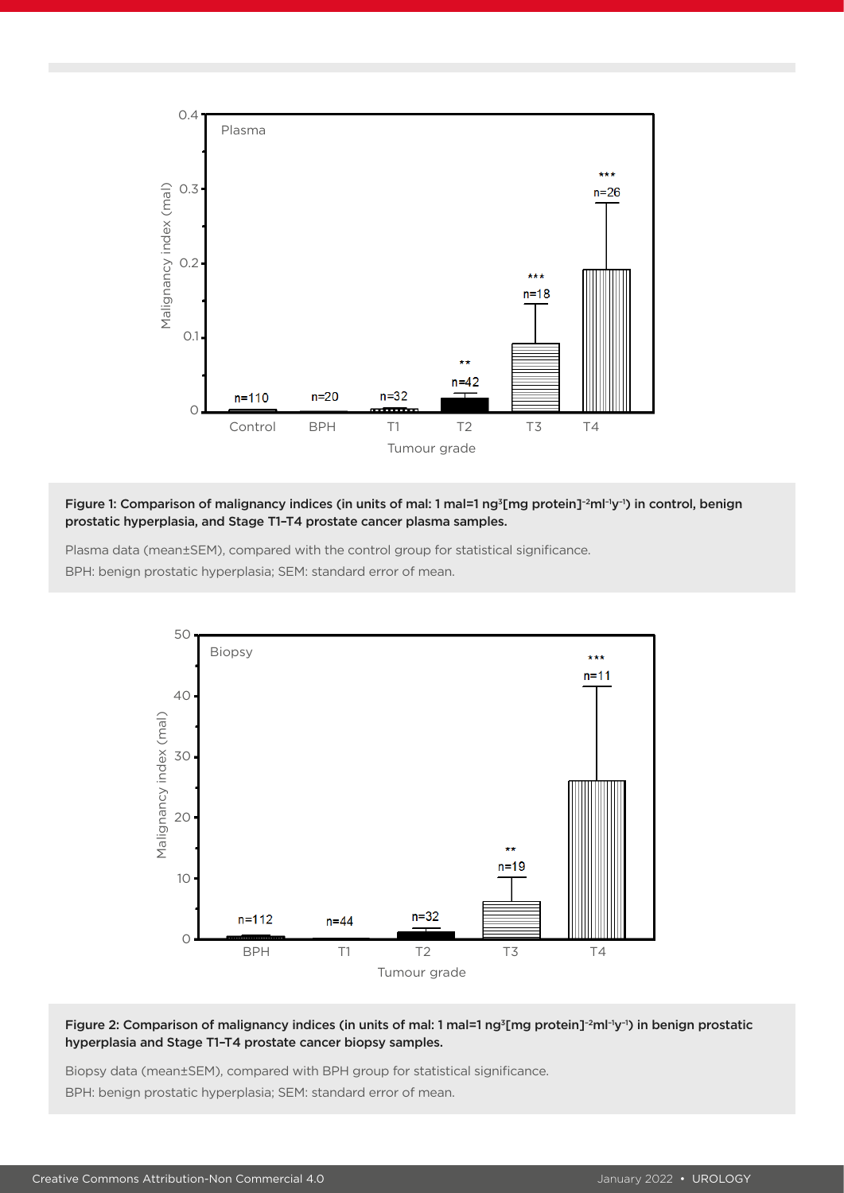**Figure 1: Comparison of malignancy indices (in units of mal: 1 mal=1 ng$^3$[mg protein]$^{-2}$ml$^{-1}$y$^{-1}$) in control, benign prostatic hyperplasia, and Stage T1–T4 prostate cancer plasma samples.**

Plasma data (mean±SEM), compared with the control group for statistical significance.

BPH: benign prostatic hyperplasia; SEM: standard error of mean.

**Figure 2: Comparison of malignancy indices (in units of mal: 1 mal=1 ng$^3$[mg protein]$^{-2}$ml$^{-1}$y$^{-1}$) in benign prostatic hyperplasia and Stage T1–T4 prostate cancer biopsy samples.**

Biopsy data (mean±SEM), compared with BPH group for statistical significance.

BPH: benign prostatic hyperplasia; SEM: standard error of mean.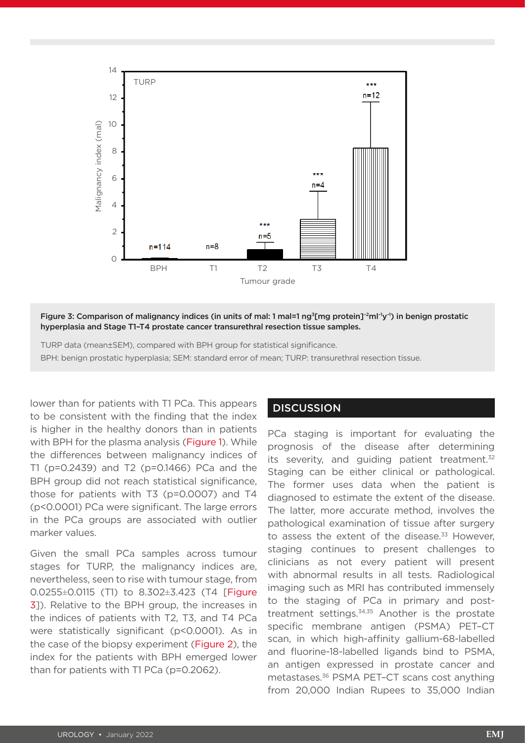Figure 3: Comparison of malignancy indices (in units of mal: 1 mal=1 ng$^3$[mg protein]$^{-2}$ml$^{-1}$y$^{-1}$) in benign prostatic hyperplasia and Stage T1–T4 prostate cancer transurethral resection tissue samples.

TURP data (mean±SEM), compared with BPH group for statistical significance.

BPH: benign prostatic hyperplasia; SEM: standard error of mean; TURP: transurethral resection tissue.

lower than for patients with T1 PCa. This appears to be consistent with the finding that the index is higher in the healthy donors than in patients with BPH for the plasma analysis (Figure 1). While the differences between malignancy indices of T1 (p=0.2439) and T2 (p=0.1466) PCa and the BPH group did not reach statistical significance, those for patients with T3 (p=0.0007) and T4 (p<0.0001) PCa were significant. The large errors in the PCa groups are associated with outlier marker values.

Given the small PCa samples across tumour stages for TURP, the malignancy indices are, nevertheless, seen to rise with tumour stage, from 0.0255±0.0115 (T1) to 8.302±3.423 (T4 [Figure 3]). Relative to the BPH group, the increases in the indices of patients with T2, T3, and T4 PCa were statistically significant (p<0.0001). As in the case of the biopsy experiment (Figure 2), the index for the patients with BPH emerged lower than for patients with T1 PCa (p=0.2062).

## DISCUSSION

PCa staging is important for evaluating the prognosis of the disease after determining its severity, and guiding patient treatment.[32] Staging can be either clinical or pathological. The former uses data when the patient is diagnosed to estimate the extent of the disease. The latter, more accurate method, involves the pathological examination of tissue after surgery to assess the extent of the disease.[33] However, staging continues to present challenges to clinicians as not every patient will present with abnormal results in all tests. Radiological imaging such as MRI has contributed immensely to the staging of PCa in primary and post-treatment settings.[34,35] Another is the prostate specific membrane antigen (PSMA) PET–CT scan, in which high-affinity gallium-68-labelled and fluorine-18-labelled ligands bind to PSMA, an antigen expressed in prostate cancer and metastases.[36] PSMA PET–CT scans cost anything from 20,000 Indian Rupees to 35,000 Indian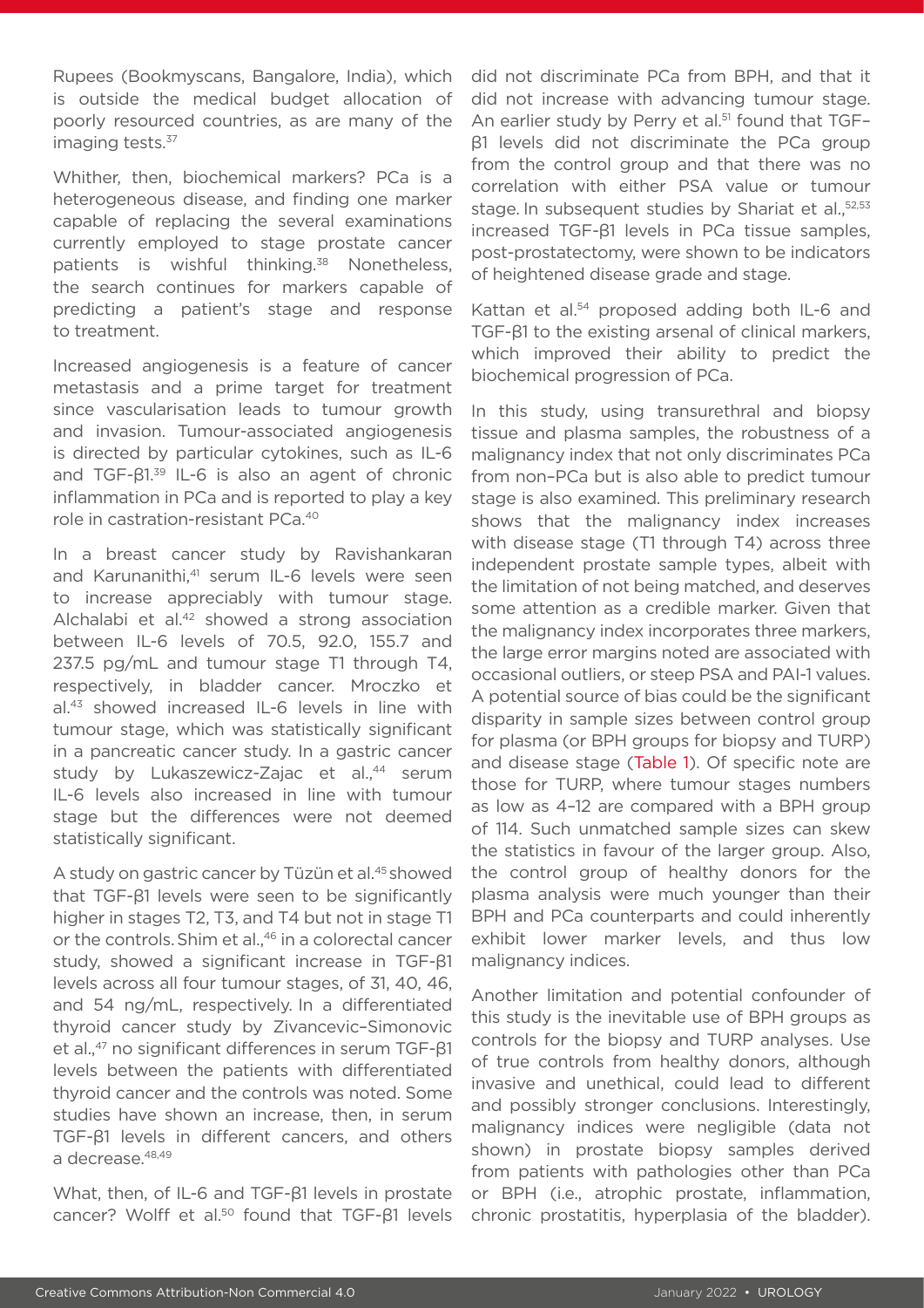Rupees (Bookmyscans, Bangalore, India), which is outside the medical budget allocation of poorly resourced countries, as are many of the imaging tests.[37]

Whither, then, biochemical markers? PCa is a heterogeneous disease, and finding one marker capable of replacing the several examinations currently employed to stage prostate cancer patients is wishful thinking.[38] Nonetheless, the search continues for markers capable of predicting a patient's stage and response to treatment.

Increased angiogenesis is a feature of cancer metastasis and a prime target for treatment since vascularisation leads to tumour growth and invasion. Tumour-associated angiogenesis is directed by particular cytokines, such as IL-6 and TGF-β1.[39] IL-6 is also an agent of chronic inflammation in PCa and is reported to play a key role in castration-resistant PCa.[40]

In a breast cancer study by Ravishankaran and Karunanithi,[41] serum IL-6 levels were seen to increase appreciably with tumour stage. Alchalabi et al.[42] showed a strong association between IL-6 levels of 70.5, 92.0, 155.7 and 237.5 pg/mL and tumour stage T1 through T4, respectively, in bladder cancer. Mroczko et al.[43] showed increased IL-6 levels in line with tumour stage, which was statistically significant in a pancreatic cancer study. In a gastric cancer study by Lukaszewicz-Zajac et al.,[44] serum IL-6 levels also increased in line with tumour stage but the differences were not deemed statistically significant.

A study on gastric cancer by Tüzün et al.[45] showed that TGF-β1 levels were seen to be significantly higher in stages T2, T3, and T4 but not in stage T1 or the controls. Shim et al.,[46] in a colorectal cancer study, showed a significant increase in TGF-β1 levels across all four tumour stages, of 31, 40, 46, and 54 ng/mL, respectively. In a differentiated thyroid cancer study by Zivancevic–Simonovic et al.,[47] no significant differences in serum TGF-β1 levels between the patients with differentiated thyroid cancer and the controls was noted. Some studies have shown an increase, then, in serum TGF-β1 levels in different cancers, and others a decrease.[48,49]

What, then, of IL-6 and TGF-β1 levels in prostate cancer? Wolff et al.[50] found that TGF-β1 levels did not discriminate PCa from BPH, and that it did not increase with advancing tumour stage. An earlier study by Perry et al.[51] found that TGF–β1 levels did not discriminate the PCa group from the control group and that there was no correlation with either PSA value or tumour stage. In subsequent studies by Shariat et al.,[52,53] increased TGF-β1 levels in PCa tissue samples, post-prostatectomy, were shown to be indicators of heightened disease grade and stage.

Kattan et al.[54] proposed adding both IL-6 and TGF-β1 to the existing arsenal of clinical markers, which improved their ability to predict the biochemical progression of PCa.

In this study, using transurethral and biopsy tissue and plasma samples, the robustness of a malignancy index that not only discriminates PCa from non–PCa but is also able to predict tumour stage is also examined. This preliminary research shows that the malignancy index increases with disease stage (T1 through T4) across three independent prostate sample types, albeit with the limitation of not being matched, and deserves some attention as a credible marker. Given that the malignancy index incorporates three markers, the large error margins noted are associated with occasional outliers, or steep PSA and PAI-1 values. A potential source of bias could be the significant disparity in sample sizes between control group for plasma (or BPH groups for biopsy and TURP) and disease stage (Table 1). Of specific note are those for TURP, where tumour stages numbers as low as 4–12 are compared with a BPH group of 114. Such unmatched sample sizes can skew the statistics in favour of the larger group. Also, the control group of healthy donors for the plasma analysis were much younger than their BPH and PCa counterparts and could inherently exhibit lower marker levels, and thus low malignancy indices.

Another limitation and potential confounder of this study is the inevitable use of BPH groups as controls for the biopsy and TURP analyses. Use of true controls from healthy donors, although invasive and unethical, could lead to different and possibly stronger conclusions. Interestingly, malignancy indices were negligible (data not shown) in prostate biopsy samples derived from patients with pathologies other than PCa or BPH (i.e., atrophic prostate, inflammation, chronic prostatitis, hyperplasia of the bladder).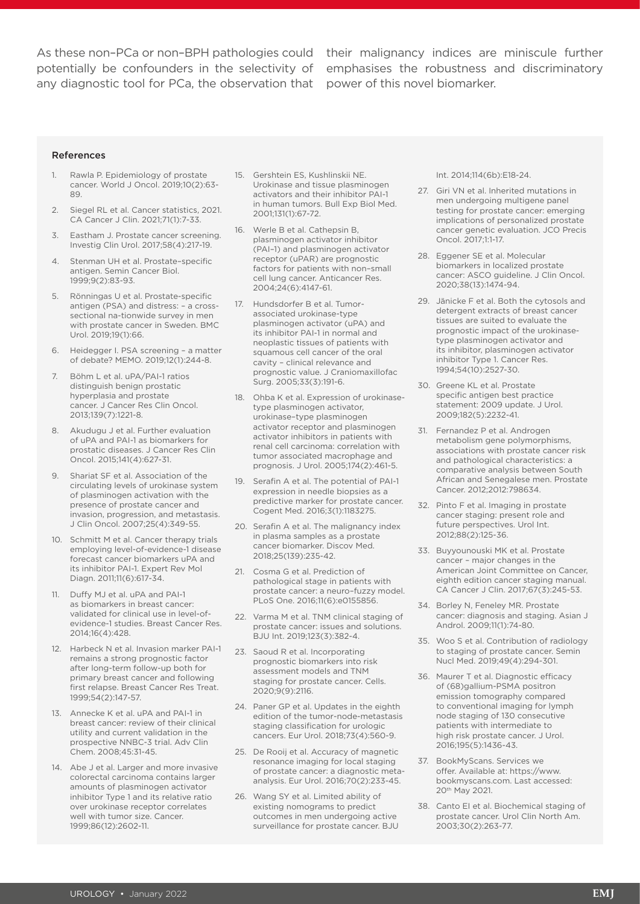As these non–PCa or non–BPH pathologies could potentially be confounders in the selectivity of any diagnostic tool for PCa, the observation that their malignancy indices are miniscule further emphasises the robustness and discriminatory power of this novel biomarker.

### References

1. Rawla P. Epidemiology of prostate cancer. World J Oncol. 2019;10(2):63-89.
2. Siegel RL et al. Cancer statistics, 2021. CA Cancer J Clin. 2021;71(1):7-33.
3. Eastham J. Prostate cancer screening. Investig Clin Urol. 2017;58(4):217-19.
4. Stenman UH et al. Prostate–specific antigen. Semin Cancer Biol. 1999;9(2):83-93.
5. Rönningas U et al. Prostate-specific antigen (PSA) and distress: – a cross-sectional na-tionwide survey in men with prostate cancer in Sweden. BMC Urol. 2019;19(1):66.
6. Heidegger I. PSA screening – a matter of debate? MEMO. 2019;12(1):244-8.
7. Böhm L et al. uPA/PAI-1 ratios distinguish benign prostatic hyperplasia and prostate cancer. J Cancer Res Clin Oncol. 2013;139(7):1221-8.
8. Akudugu J et al. Further evaluation of uPA and PAI-1 as biomarkers for prostatic diseases. J Cancer Res Clin Oncol. 2015;141(4):627-31.
9. Shariat SF et al. Association of the circulating levels of urokinase system of plasminogen activation with the presence of prostate cancer and invasion, progression, and metastasis. J Clin Oncol. 2007;25(4):349-55.
10. Schmitt M et al. Cancer therapy trials employing level-of-evidence-1 disease forecast cancer biomarkers uPA and its inhibitor PAI-1. Expert Rev Mol Diagn. 2011;11(6):617-34.
11. Duffy MJ et al. uPA and PAI-1 as biomarkers in breast cancer: validated for clinical use in level-of-evidence-1 studies. Breast Cancer Res. 2014;16(4):428.
12. Harbeck N et al. Invasion marker PAI-1 remains a strong prognostic factor after long-term follow-up both for primary breast cancer and following first relapse. Breast Cancer Res Treat. 1999;54(2):147-57.
13. Annecke K et al. uPA and PAI-1 in breast cancer: review of their clinical utility and current validation in the prospective NNBC-3 trial. Adv Clin Chem. 2008;45:31-45.
14. Abe J et al. Larger and more invasive colorectal carcinoma contains larger amounts of plasminogen activator inhibitor Type 1 and its relative ratio over urokinase receptor correlates well with tumor size. Cancer. 1999;86(12):2602-11.
15. Gershtein ES, Kushlinskii NE. Urokinase and tissue plasminogen activators and their inhibitor PAI-1 in human tumors. Bull Exp Biol Med. 2001;131(1):67-72.
16. Werle B et al. Cathepsin B, plasminogen activator inhibitor (PAI–1) and plasminogen activator receptor (uPAR) are prognostic factors for patients with non–small cell lung cancer. Anticancer Res. 2004;24(6):4147-61.
17. Hundsdorfer B et al. Tumor-associated urokinase-type plasminogen activator (uPA) and its inhibitor PAI-1 in normal and neoplastic tissues of patients with squamous cell cancer of the oral cavity – clinical relevance and prognostic value. J Craniomaxillofac Surg. 2005;33(3):191-6.
18. Ohba K et al. Expression of urokinase-type plasminogen activator, urokinase–type plasminogen activator receptor and plasminogen activator inhibitors in patients with renal cell carcinoma: correlation with tumor associated macrophage and prognosis. J Urol. 2005;174(2):461-5.
19. Serafin A et al. The potential of PAI-1 expression in needle biopsies as a predictive marker for prostate cancer. Cogent Med. 2016;3(1):1183275.
20. Serafin A et al. The malignancy index in plasma samples as a prostate cancer biomarker. Discov Med. 2018;25(139):235-42.
21. Cosma G et al. Prediction of pathological stage in patients with prostate cancer: a neuro–fuzzy model. PLoS One. 2016;11(6):e0155856.
22. Varma M et al. TNM clinical staging of prostate cancer: issues and solutions. BJU Int. 2019;123(3):382-4.
23. Saoud R et al. Incorporating prognostic biomarkers into risk assessment models and TNM staging for prostate cancer. Cells. 2020;9(9):2116.
24. Paner GP et al. Updates in the eighth edition of the tumor-node-metastasis staging classification for urologic cancers. Eur Urol. 2018;73(4):560-9.
25. De Rooij et al. Accuracy of magnetic resonance imaging for local staging of prostate cancer: a diagnostic meta-analysis. Eur Urol. 2016;70(2):233-45.
26. Wang SY et al. Limited ability of existing nomograms to predict outcomes in men undergoing active surveillance for prostate cancer. BJU Int. 2014;114(6b):E18-24.
27. Giri VN et al. Inherited mutations in men undergoing multigene panel testing for prostate cancer: emerging implications of personalized prostate cancer genetic evaluation. JCO Precis Oncol. 2017;1:1-17.
28. Eggener SE et al. Molecular biomarkers in localized prostate cancer: ASCO guideline. J Clin Oncol. 2020;38(13):1474-94.
29. Jänicke F et al. Both the cytosols and detergent extracts of breast cancer tissues are suited to evaluate the prognostic impact of the urokinase-type plasminogen activator and its inhibitor, plasminogen activator inhibitor Type 1. Cancer Res. 1994;54(10):2527-30.
30. Greene KL et al. Prostate specific antigen best practice statement: 2009 update. J Urol. 2009;182(5):2232-41.
31. Fernandez P et al. Androgen metabolism gene polymorphisms, associations with prostate cancer risk and pathological characteristics: a comparative analysis between South African and Senegalese men. Prostate Cancer. 2012;2012:798634.
32. Pinto F et al. Imaging in prostate cancer staging: present role and future perspectives. Urol Int. 2012;88(2):125-36.
33. Buyyounouski MK et al. Prostate cancer – major changes in the American Joint Committee on Cancer, eighth edition cancer staging manual. CA Cancer J Clin. 2017;67(3):245-53.
34. Borley N, Feneley MR. Prostate cancer: diagnosis and staging. Asian J Androl. 2009;11(1):74-80.
35. Woo S et al. Contribution of radiology to staging of prostate cancer. Semin Nucl Med. 2019;49(4):294-301.
36. Maurer T et al. Diagnostic efficacy of (68)gallium-PSMA positron emission tomography compared to conventional imaging for lymph node staging of 130 consecutive patients with intermediate to high risk prostate cancer. J Urol. 2016;195(5):1436-43.
37. BookMyScans. Services we offer. Available at: https://www.bookmyscans.com. Last accessed: 20th May 2021.
38. Canto EI et al. Biochemical staging of prostate cancer. Urol Clin North Am. 2003;30(2):263-77.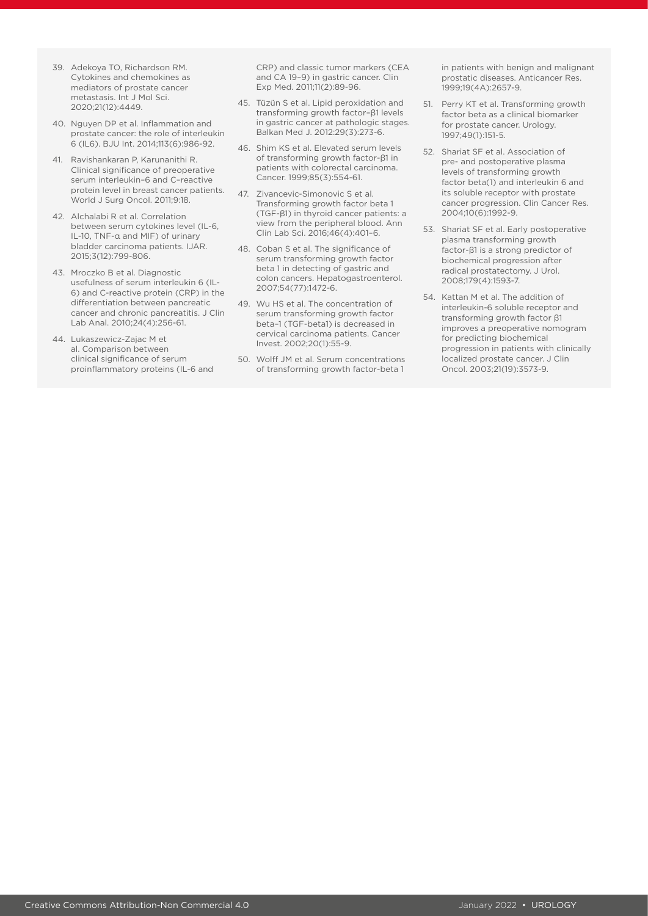39. Adekoya TO, Richardson RM. Cytokines and chemokines as mediators of prostate cancer metastasis. Int J Mol Sci. 2020;21(12):4449.
40. Nguyen DP et al. Inflammation and prostate cancer: the role of interleukin 6 (IL6). BJU Int. 2014;113(6):986-92.
41. Ravishankaran P, Karunanithi R. Clinical significance of preoperative serum interleukin–6 and C–reactive protein level in breast cancer patients. World J Surg Oncol. 2011;9:18.
42. Alchalabi R et al. Correlation between serum cytokines level (IL-6, IL-10, TNF-α and MIF) of urinary bladder carcinoma patients. IJAR. 2015;3(12):799-806.
43. Mroczko B et al. Diagnostic usefulness of serum interleukin 6 (IL-6) and C-reactive protein (CRP) in the differentiation between pancreatic cancer and chronic pancreatitis. J Clin Lab Anal. 2010;24(4):256-61.
44. Lukaszewicz-Zajac M et al. Comparison between clinical significance of serum proinflammatory proteins (IL-6 and CRP) and classic tumor markers (CEA and CA 19–9) in gastric cancer. Clin Exp Med. 2011;11(2):89-96.
45. Tüzün S et al. Lipid peroxidation and transforming growth factor–β1 levels in gastric cancer at pathologic stages. Balkan Med J. 2012:29(3):273-6.
46. Shim KS et al. Elevated serum levels of transforming growth factor-β1 in patients with colorectal carcinoma. Cancer. 1999;85(3):554-61.
47. Zivancevic-Simonovic S et al. Transforming growth factor beta 1 (TGF-β1) in thyroid cancer patients: a view from the peripheral blood. Ann Clin Lab Sci. 2016;46(4):401–6.
48. Coban S et al. The significance of serum transforming growth factor beta 1 in detecting of gastric and colon cancers. Hepatogastroenterol. 2007;54(77):1472-6.
49. Wu HS et al. The concentration of serum transforming growth factor beta–1 (TGF-beta1) is decreased in cervical carcinoma patients. Cancer Invest. 2002;20(1):55-9.
50. Wolff JM et al. Serum concentrations of transforming growth factor-beta 1 in patients with benign and malignant prostatic diseases. Anticancer Res. 1999;19(4A):2657-9.
51. Perry KT et al. Transforming growth factor beta as a clinical biomarker for prostate cancer. Urology. 1997;49(1):151-5.
52. Shariat SF et al. Association of pre- and postoperative plasma levels of transforming growth factor beta(1) and interleukin 6 and its soluble receptor with prostate cancer progression. Clin Cancer Res. 2004;10(6):1992-9.
53. Shariat SF et al. Early postoperative plasma transforming growth factor-β1 is a strong predictor of biochemical progression after radical prostatectomy. J Urol. 2008;179(4):1593-7.
54. Kattan M et al. The addition of interleukin-6 soluble receptor and transforming growth factor β1 improves a preoperative nomogram for predicting biochemical progression in patients with clinically localized prostate cancer. J Clin Oncol. 2003;21(19):3573-9.